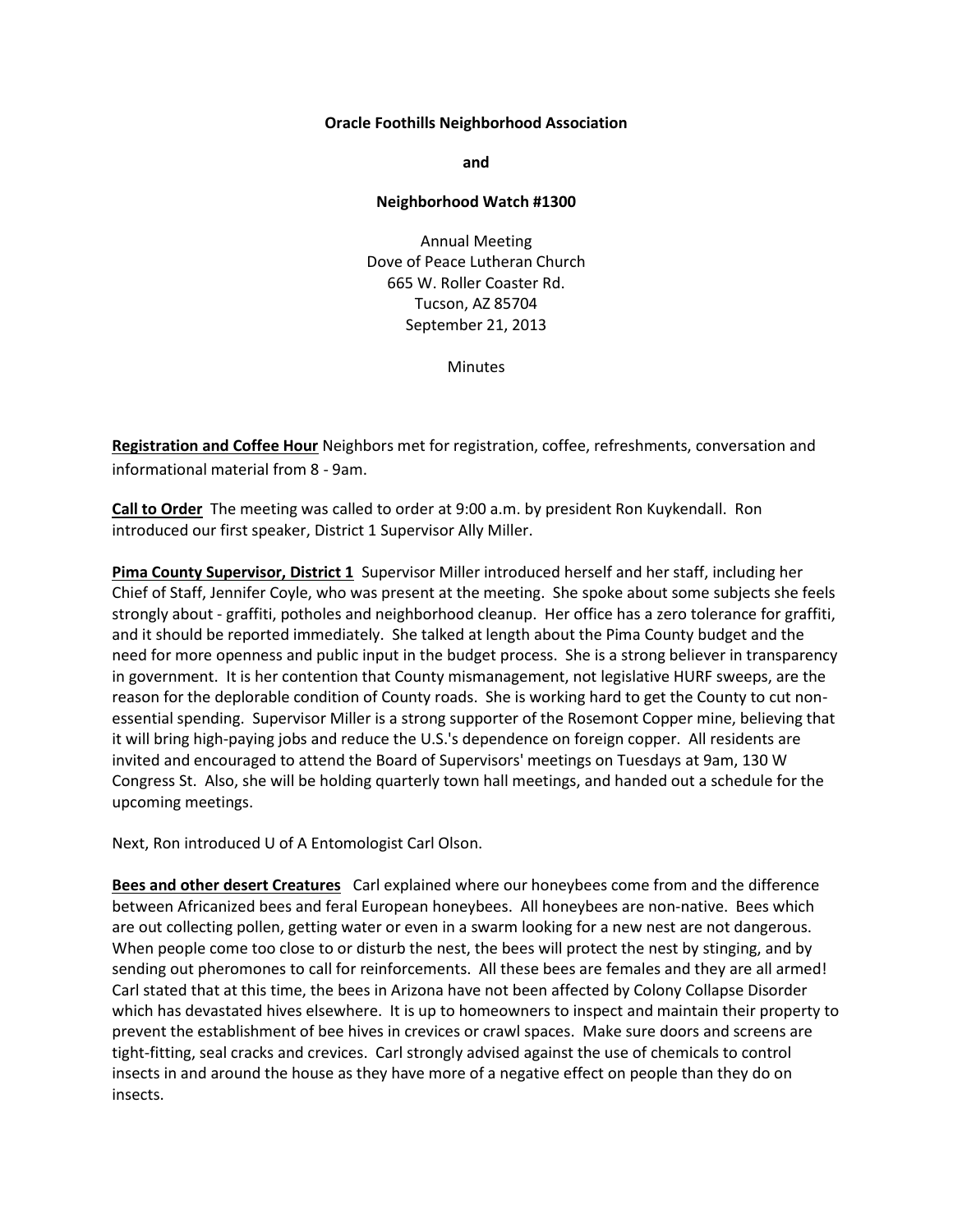**Oracle Foothills Neighborhood Association**

**and**

**Neighborhood Watch #1300**

Annual Meeting
Dove of Peace Lutheran Church
665 W. Roller Coaster Rd.
Tucson, AZ 85704
September 21, 2013

Minutes

**Registration and Coffee Hour** Neighbors met for registration, coffee, refreshments, conversation and informational material from 8 - 9am.

**Call to Order** The meeting was called to order at 9:00 a.m. by president Ron Kuykendall. Ron introduced our first speaker, District 1 Supervisor Ally Miller.

**Pima County Supervisor, District 1** Supervisor Miller introduced herself and her staff, including her Chief of Staff, Jennifer Coyle, who was present at the meeting. She spoke about some subjects she feels strongly about - graffiti, potholes and neighborhood cleanup. Her office has a zero tolerance for graffiti, and it should be reported immediately. She talked at length about the Pima County budget and the need for more openness and public input in the budget process. She is a strong believer in transparency in government. It is her contention that County mismanagement, not legislative HURF sweeps, are the reason for the deplorable condition of County roads. She is working hard to get the County to cut non-essential spending. Supervisor Miller is a strong supporter of the Rosemont Copper mine, believing that it will bring high-paying jobs and reduce the U.S.'s dependence on foreign copper. All residents are invited and encouraged to attend the Board of Supervisors' meetings on Tuesdays at 9am, 130 W Congress St. Also, she will be holding quarterly town hall meetings, and handed out a schedule for the upcoming meetings.

Next, Ron introduced U of A Entomologist Carl Olson.

**Bees and other desert Creatures** Carl explained where our honeybees come from and the difference between Africanized bees and feral European honeybees. All honeybees are non-native. Bees which are out collecting pollen, getting water or even in a swarm looking for a new nest are not dangerous. When people come too close to or disturb the nest, the bees will protect the nest by stinging, and by sending out pheromones to call for reinforcements. All these bees are females and they are all armed! Carl stated that at this time, the bees in Arizona have not been affected by Colony Collapse Disorder which has devastated hives elsewhere. It is up to homeowners to inspect and maintain their property to prevent the establishment of bee hives in crevices or crawl spaces. Make sure doors and screens are tight-fitting, seal cracks and crevices. Carl strongly advised against the use of chemicals to control insects in and around the house as they have more of a negative effect on people than they do on insects.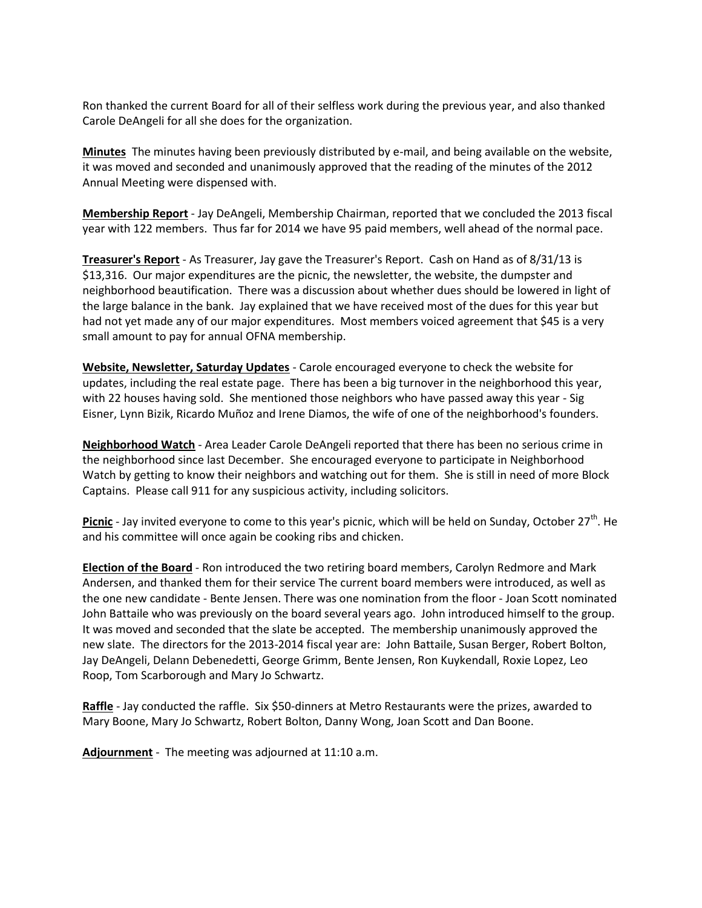Ron thanked the current Board for all of their selfless work during the previous year, and also thanked Carole DeAngeli for all she does for the organization.

**Minutes** The minutes having been previously distributed by e-mail, and being available on the website, it was moved and seconded and unanimously approved that the reading of the minutes of the 2012 Annual Meeting were dispensed with.

**Membership Report** - Jay DeAngeli, Membership Chairman, reported that we concluded the 2013 fiscal year with 122 members. Thus far for 2014 we have 95 paid members, well ahead of the normal pace.

**Treasurer's Report** - As Treasurer, Jay gave the Treasurer's Report. Cash on Hand as of 8/31/13 is $13,316. Our major expenditures are the picnic, the newsletter, the website, the dumpster and neighborhood beautification. There was a discussion about whether dues should be lowered in light of the large balance in the bank. Jay explained that we have received most of the dues for this year but had not yet made any of our major expenditures. Most members voiced agreement that $45 is a very small amount to pay for annual OFNA membership.

**Website, Newsletter, Saturday Updates** - Carole encouraged everyone to check the website for updates, including the real estate page. There has been a big turnover in the neighborhood this year, with 22 houses having sold. She mentioned those neighbors who have passed away this year - Sig Eisner, Lynn Bizik, Ricardo Muñoz and Irene Diamos, the wife of one of the neighborhood's founders.

**Neighborhood Watch** - Area Leader Carole DeAngeli reported that there has been no serious crime in the neighborhood since last December. She encouraged everyone to participate in Neighborhood Watch by getting to know their neighbors and watching out for them. She is still in need of more Block Captains. Please call 911 for any suspicious activity, including solicitors.

**Picnic** - Jay invited everyone to come to this year's picnic, which will be held on Sunday, October 27th. He and his committee will once again be cooking ribs and chicken.

**Election of the Board** - Ron introduced the two retiring board members, Carolyn Redmore and Mark Andersen, and thanked them for their service The current board members were introduced, as well as the one new candidate - Bente Jensen. There was one nomination from the floor - Joan Scott nominated John Battaile who was previously on the board several years ago. John introduced himself to the group. It was moved and seconded that the slate be accepted. The membership unanimously approved the new slate. The directors for the 2013-2014 fiscal year are: John Battaile, Susan Berger, Robert Bolton, Jay DeAngeli, Delann Debenedetti, George Grimm, Bente Jensen, Ron Kuykendall, Roxie Lopez, Leo Roop, Tom Scarborough and Mary Jo Schwartz.

**Raffle** - Jay conducted the raffle. Six $50-dinners at Metro Restaurants were the prizes, awarded to Mary Boone, Mary Jo Schwartz, Robert Bolton, Danny Wong, Joan Scott and Dan Boone.

**Adjournment** - The meeting was adjourned at 11:10 a.m.